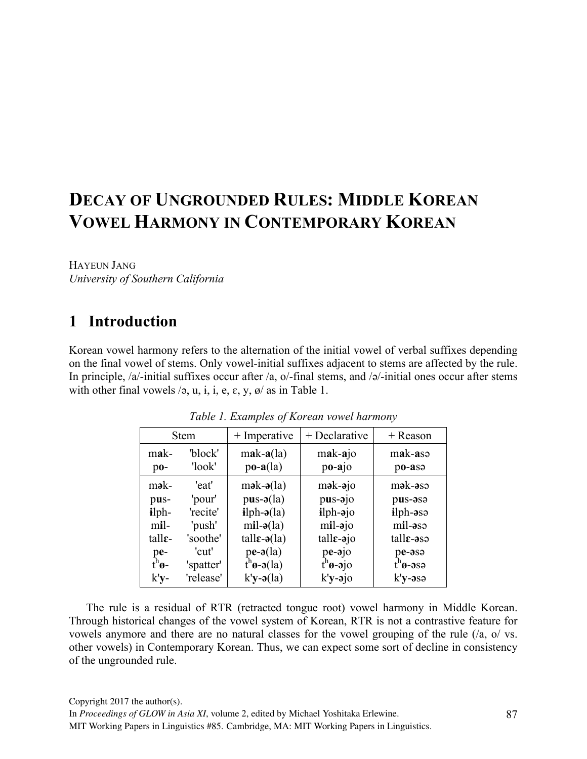# Decay of Ungrounded Rules: Middle Korean Vowel Harmony in Contemporary Korean

HAYEUN JANG
*University of Southern California*

## 1 Introduction

Korean vowel harmony refers to the alternation of the initial vowel of verbal suffixes depending on the final vowel of stems. Only vowel-initial suffixes adjacent to stems are affected by the rule. In principle, /a/-initial suffixes occur after /a, o/-final stems, and /ə/-initial ones occur after stems with other final vowels /ə, u, ɨ, i, e, ɛ, y, ø/ as in Table 1.

*Table 1. Examples of Korean vowel harmony*

| Stem | | + Imperative | + Declarative | + Reason |
|---|---|---|---|---|
| m**a**k- | 'block' | m**a**k-**a**(la) | m**a**k-**a**jo | m**a**k-**a**sə |
| p**o**- | 'look' | p**o**-**a**(la) | p**o**-**a**jo | p**o**-**a**sə |
| m**ə**k- | 'eat' | m**ə**k-**ə**(la) | m**ə**k-**ə**jo | m**ə**k-**ə**sə |
| p**u**s- | 'pour' | p**u**s-**ə**(la) | p**u**s-**ə**jo | p**u**s-**ə**sə |
| **ɨ**lph- | 'recite' | **ɨ**lph-**ə**(la) | **ɨ**lph-**ə**jo | **ɨ**lph-**ə**sə |
| m**i**l- | 'push' | m**i**l-**ə**(la) | m**i**l-**ə**jo | m**i**l-**ə**sə |
| tall**ɛ**- | 'soothe' | tall**ɛ**-**ə**(la) | tall**ɛ**-**ə**jo | tall**ɛ**-**ə**sə |
| p**e**- | 'cut' | p**e**-**ə**(la) | p**e**-**ə**jo | p**e**-**ə**sə |
| $t^h$**ø**- | 'spatter' | $t^h$**ø**-**ə**(la) | $t^h$**ø**-**ə**jo | $t^h$**ø**-**ə**sə |
| k'**y**- | 'release' | k'**y**-**ə**(la) | k'**y**-**ə**jo | k'**y**-**ə**sə |

The rule is a residual of RTR (retracted tongue root) vowel harmony in Middle Korean. Through historical changes of the vowel system of Korean, RTR is not a contrastive feature for vowels anymore and there are no natural classes for the vowel grouping of the rule (/a, o/ vs. other vowels) in Contemporary Korean. Thus, we can expect some sort of decline in consistency of the ungrounded rule.

Copyright 2017 the author(s).
In *Proceedings of GLOW in Asia XI*, volume 2, edited by Michael Yoshitaka Erlewine.
MIT Working Papers in Linguistics #85. Cambridge, MA: MIT Working Papers in Linguistics.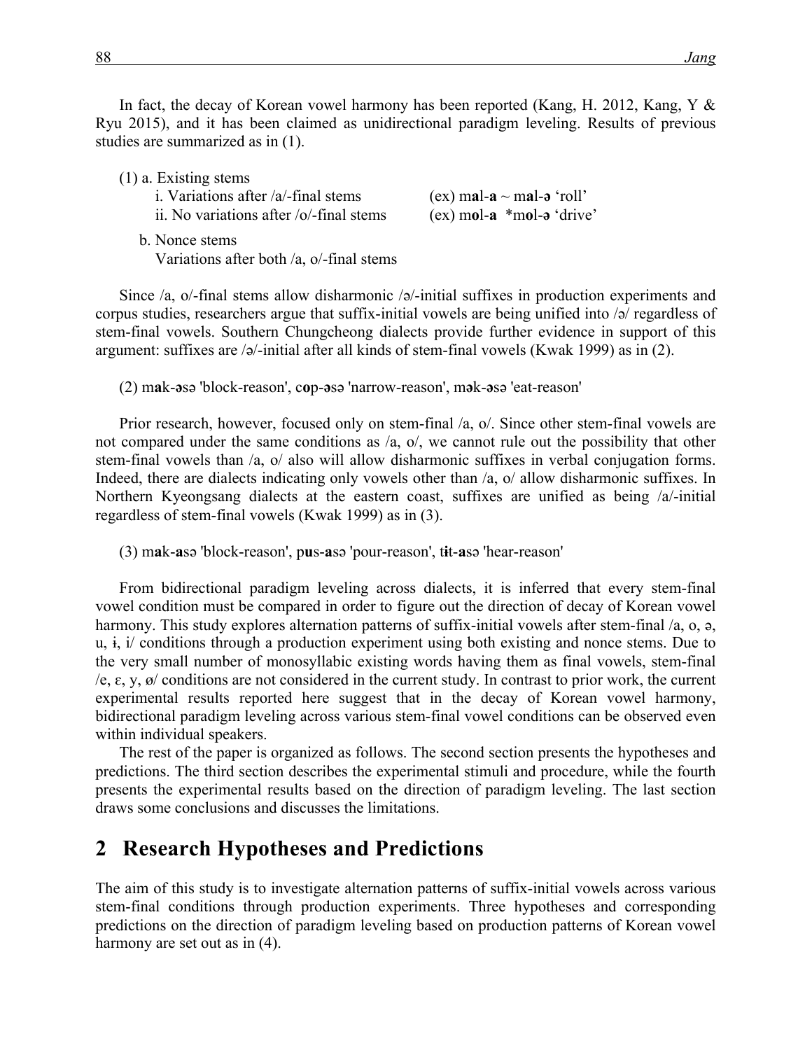In fact, the decay of Korean vowel harmony has been reported (Kang, H. 2012, Kang, Y & Ryu 2015), and it has been claimed as unidirectional paradigm leveling. Results of previous studies are summarized as in (1).

(1) a. Existing stems
  i. Variations after /a/-final stems  (ex) m**a**l-**a** ~ m**a**l-**ə** 'roll'
  ii. No variations after /o/-final stems  (ex) m**o**l-**a** *m**o**l-**ə** 'drive'

 b. Nonce stems
  Variations after both /a, o/-final stems

Since /a, o/-final stems allow disharmonic /ə/-initial suffixes in production experiments and corpus studies, researchers argue that suffix-initial vowels are being unified into /ə/ regardless of stem-final vowels. Southern Chungcheong dialects provide further evidence in support of this argument: suffixes are /ə/-initial after all kinds of stem-final vowels (Kwak 1999) as in (2).

(2) m**a**k-**ə**sə 'block-reason', c**o**p-**ə**sə 'narrow-reason', m**ə**k-**ə**sə 'eat-reason'

Prior research, however, focused only on stem-final /a, o/. Since other stem-final vowels are not compared under the same conditions as /a, o/, we cannot rule out the possibility that other stem-final vowels than /a, o/ also will allow disharmonic suffixes in verbal conjugation forms. Indeed, there are dialects indicating only vowels other than /a, o/ allow disharmonic suffixes. In Northern Kyeongsang dialects at the eastern coast, suffixes are unified as being /a/-initial regardless of stem-final vowels (Kwak 1999) as in (3).

(3) m**a**k-**a**sə 'block-reason', p**u**s-**a**sə 'pour-reason', t**ɨ**t-**a**sə 'hear-reason'

From bidirectional paradigm leveling across dialects, it is inferred that every stem-final vowel condition must be compared in order to figure out the direction of decay of Korean vowel harmony. This study explores alternation patterns of suffix-initial vowels after stem-final /a, o, ə, u, ɨ, i/ conditions through a production experiment using both existing and nonce stems. Due to the very small number of monosyllabic existing words having them as final vowels, stem-final /e, ɛ, y, ø/ conditions are not considered in the current study. In contrast to prior work, the current experimental results reported here suggest that in the decay of Korean vowel harmony, bidirectional paradigm leveling across various stem-final vowel conditions can be observed even within individual speakers.

The rest of the paper is organized as follows. The second section presents the hypotheses and predictions. The third section describes the experimental stimuli and procedure, while the fourth presents the experimental results based on the direction of paradigm leveling. The last section draws some conclusions and discusses the limitations.

## 2 Research Hypotheses and Predictions

The aim of this study is to investigate alternation patterns of suffix-initial vowels across various stem-final conditions through production experiments. Three hypotheses and corresponding predictions on the direction of paradigm leveling based on production patterns of Korean vowel harmony are set out as in (4).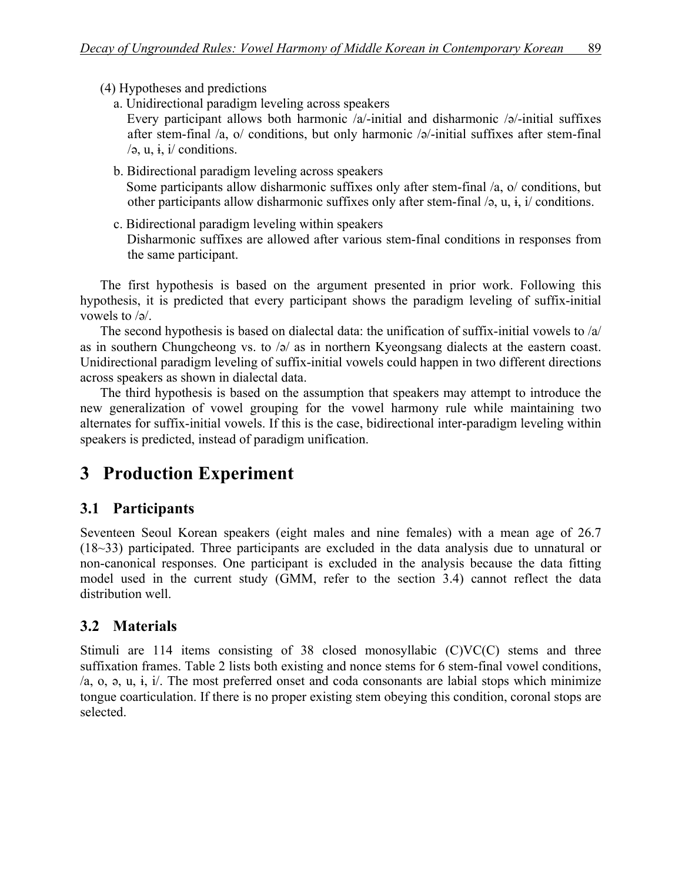(4) Hypotheses and predictions

a. Unidirectional paradigm leveling across speakers
   Every participant allows both harmonic /a/-initial and disharmonic /ə/-initial suffixes after stem-final /a, o/ conditions, but only harmonic /ə/-initial suffixes after stem-final /ə, u, ɨ, i/ conditions.

b. Bidirectional paradigm leveling across speakers
   Some participants allow disharmonic suffixes only after stem-final /a, o/ conditions, but other participants allow disharmonic suffixes only after stem-final /ə, u, ɨ, i/ conditions.

c. Bidirectional paradigm leveling within speakers
   Disharmonic suffixes are allowed after various stem-final conditions in responses from the same participant.

The first hypothesis is based on the argument presented in prior work. Following this hypothesis, it is predicted that every participant shows the paradigm leveling of suffix-initial vowels to /ə/.

The second hypothesis is based on dialectal data: the unification of suffix-initial vowels to /a/ as in southern Chungcheong vs. to /ə/ as in northern Kyeongsang dialects at the eastern coast. Unidirectional paradigm leveling of suffix-initial vowels could happen in two different directions across speakers as shown in dialectal data.

The third hypothesis is based on the assumption that speakers may attempt to introduce the new generalization of vowel grouping for the vowel harmony rule while maintaining two alternates for suffix-initial vowels. If this is the case, bidirectional inter-paradigm leveling within speakers is predicted, instead of paradigm unification.

# 3 Production Experiment

## 3.1 Participants

Seventeen Seoul Korean speakers (eight males and nine females) with a mean age of 26.7 (18~33) participated. Three participants are excluded in the data analysis due to unnatural or non-canonical responses. One participant is excluded in the analysis because the data fitting model used in the current study (GMM, refer to the section 3.4) cannot reflect the data distribution well.

## 3.2 Materials

Stimuli are 114 items consisting of 38 closed monosyllabic (C)VC(C) stems and three suffixation frames. Table 2 lists both existing and nonce stems for 6 stem-final vowel conditions, /a, o, ə, u, ɨ, i/. The most preferred onset and coda consonants are labial stops which minimize tongue coarticulation. If there is no proper existing stem obeying this condition, coronal stops are selected.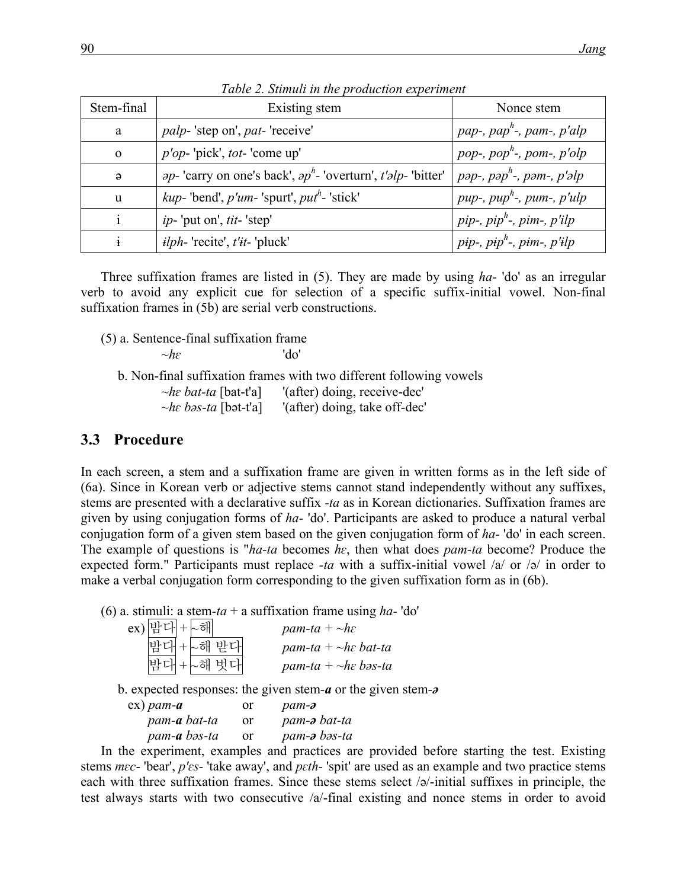*Table 2. Stimuli in the production experiment*

| Stem-final | Existing stem | Nonce stem |
|---|---|---|
| a | *palp-* 'step on', *pat-* 'receive' | *pap-, pap$^h$-, pam-, p'alp* |
| o | *p'op-* 'pick', *tot-* 'come up' | *pop-, pop$^h$-, pom-, p'olp* |
| ə | *əp-* 'carry on one's back', *əp$^h$-* 'overturn', *t'əlp-* 'bitter' | *pəp-, pəp$^h$-, pəm-, p'əlp* |
| u | *kup-* 'bend', *p'um-* 'spurt', *put$^h$-* 'stick' | *pup-, pup$^h$-, pum-, p'ulp* |
| i | *ip-* 'put on', *tit-* 'step' | *pip-, pip$^h$-, pim-, p'ilp* |
| ɨ | *ɨlph-* 'recite', *t'ɨt-* 'pluck' | *pɨp-, pɨp$^h$-, pɨm-, p'ɨlp* |

Three suffixation frames are listed in (5). They are made by using *ha-* 'do' as an irregular verb to avoid any explicit cue for selection of a specific suffix-initial vowel. Non-final suffixation frames in (5b) are serial verb constructions.

(5) a. Sentence-final suffixation frame

~*hɛ* 'do'

b. Non-final suffixation frames with two different following vowels

~*hɛ bat-ta* [bat-t'a] '(after) doing, receive-dec'

~*hɛ bəs-ta* [bət-t'a] '(after) doing, take off-dec'

## 3.3 Procedure

In each screen, a stem and a suffixation frame are given in written forms as in the left side of (6a). Since in Korean verb or adjective stems cannot stand independently without any suffixes, stems are presented with a declarative suffix *-ta* as in Korean dictionaries. Suffixation frames are given by using conjugation forms of *ha-* 'do'. Participants are asked to produce a natural verbal conjugation form of a given stem based on the given conjugation form of *ha-* 'do' in each screen. The example of questions is "*ha-ta* becomes *hɛ*, then what does *pam-ta* become? Produce the expected form." Participants must replace *-ta* with a suffix-initial vowel /a/ or /ə/ in order to make a verbal conjugation form corresponding to the given suffixation form as in (6b).

(6) a. stimuli: a stem-*ta* + a suffixation frame using *ha-* 'do'

ex) 밤다 + ~해 *pam-ta* + ~*hɛ*

밤다 + ~해 받다 *pam-ta* + ~*hɛ bat-ta*

밤다 + ~해 벗다 *pam-ta* + ~*hɛ bəs-ta*

b. expected responses: the given stem-***a*** or the given stem-***ə***

ex) *pam-**a*** or *pam-**ə***

*pam-**a** bat-ta* or *pam-**ə** bat-ta*

*pam-**a** bəs-ta* or *pam-**ə** bəs-ta*

In the experiment, examples and practices are provided before starting the test. Existing stems *mɛc-* 'bear', *p'ɛs-* 'take away', and *pɛth-* 'spit' are used as an example and two practice stems each with three suffixation frames. Since these stems select /ə/-initial suffixes in principle, the test always starts with two consecutive /a/-final existing and nonce stems in order to avoid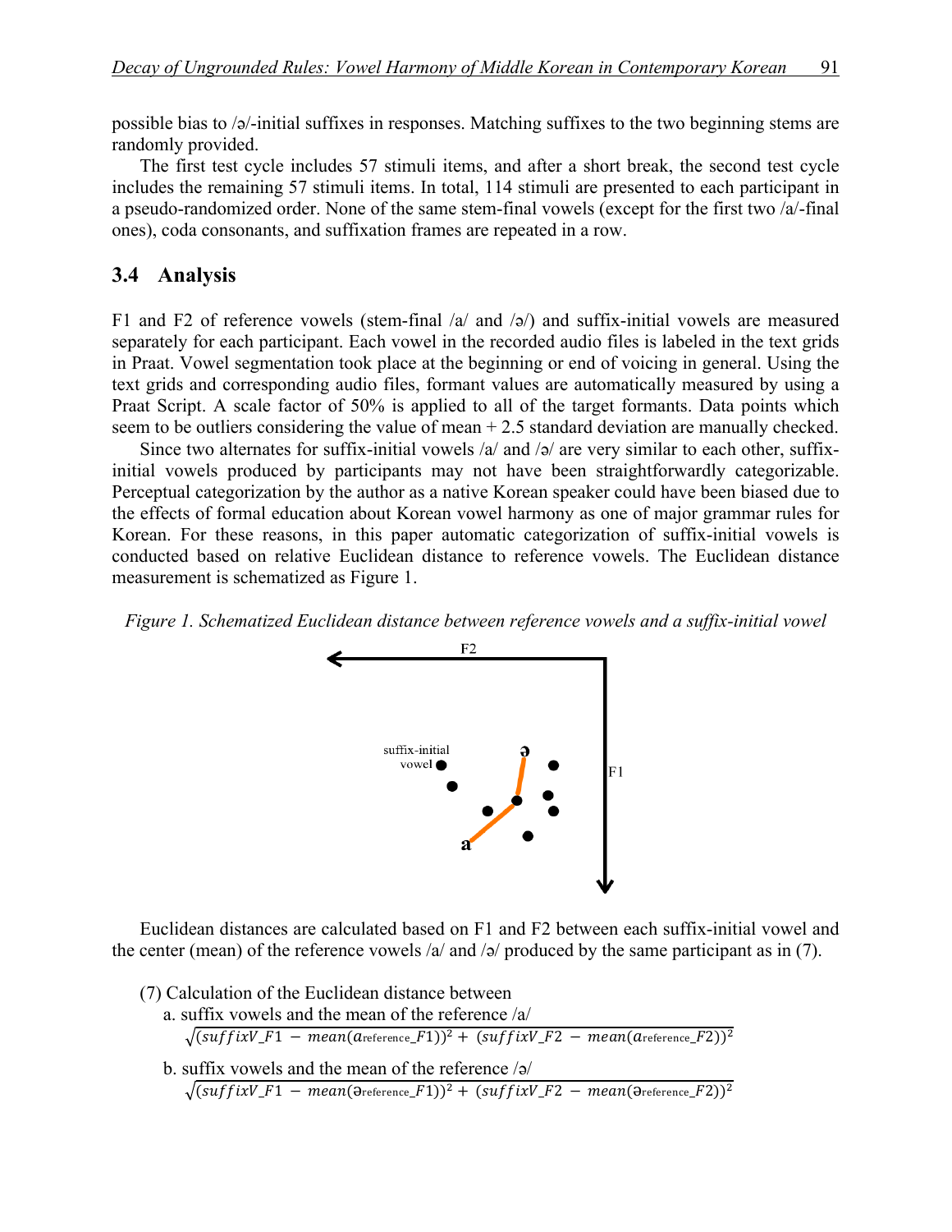possible bias to /ə/-initial suffixes in responses. Matching suffixes to the two beginning stems are randomly provided.

The first test cycle includes 57 stimuli items, and after a short break, the second test cycle includes the remaining 57 stimuli items. In total, 114 stimuli are presented to each participant in a pseudo-randomized order. None of the same stem-final vowels (except for the first two /a/-final ones), coda consonants, and suffixation frames are repeated in a row.

## 3.4 Analysis

F1 and F2 of reference vowels (stem-final /a/ and /ə/) and suffix-initial vowels are measured separately for each participant. Each vowel in the recorded audio files is labeled in the text grids in Praat. Vowel segmentation took place at the beginning or end of voicing in general. Using the text grids and corresponding audio files, formant values are automatically measured by using a Praat Script. A scale factor of 50% is applied to all of the target formants. Data points which seem to be outliers considering the value of mean + 2.5 standard deviation are manually checked.

Since two alternates for suffix-initial vowels /a/ and /ə/ are very similar to each other, suffix-initial vowels produced by participants may not have been straightforwardly categorizable. Perceptual categorization by the author as a native Korean speaker could have been biased due to the effects of formal education about Korean vowel harmony as one of major grammar rules for Korean. For these reasons, in this paper automatic categorization of suffix-initial vowels is conducted based on relative Euclidean distance to reference vowels. The Euclidean distance measurement is schematized as Figure 1.

*Figure 1. Schematized Euclidean distance between reference vowels and a suffix-initial vowel*

Euclidean distances are calculated based on F1 and F2 between each suffix-initial vowel and the center (mean) of the reference vowels /a/ and /ə/ produced by the same participant as in (7).

(7) Calculation of the Euclidean distance between

a. suffix vowels and the mean of the reference /a/

$$\sqrt{(suffixV\_F1 - mean(a_{\text{reference}}\_F1))^2 + (suffixV\_F2 - mean(a_{\text{reference}}\_F2))^2}$$

b. suffix vowels and the mean of the reference /ə/

$$\sqrt{(suffixV\_F1 - mean(ə_{\text{reference}}\_F1))^2 + (suffixV\_F2 - mean(ə_{\text{reference}}\_F2))^2}$$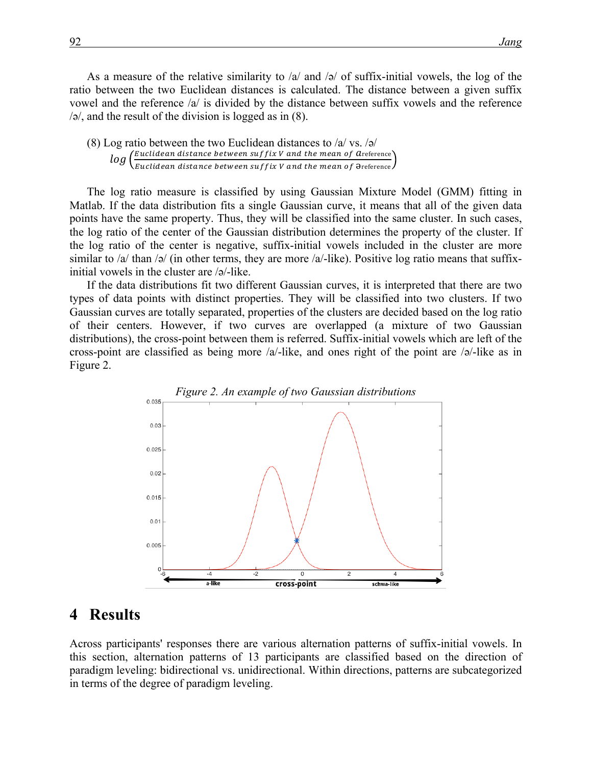As a measure of the relative similarity to /a/ and /ə/ of suffix-initial vowels, the log of the ratio between the two Euclidean distances is calculated. The distance between a given suffix vowel and the reference /a/ is divided by the distance between suffix vowels and the reference /ə/, and the result of the division is logged as in (8).

(8) Log ratio between the two Euclidean distances to /a/ vs. /ə/

$$log\left(\frac{Euclidean\ distance\ between\ suffix\ V\ and\ the\ mean\ of\ a_{\text{reference}}}{Euclidean\ distance\ between\ suffix\ V\ and\ the\ mean\ of\ ə_{\text{reference}}}\right)$$

The log ratio measure is classified by using Gaussian Mixture Model (GMM) fitting in Matlab. If the data distribution fits a single Gaussian curve, it means that all of the given data points have the same property. Thus, they will be classified into the same cluster. In such cases, the log ratio of the center of the Gaussian distribution determines the property of the cluster. If the log ratio of the center is negative, suffix-initial vowels included in the cluster are more similar to /a/ than /ə/ (in other terms, they are more /a/-like). Positive log ratio means that suffix-initial vowels in the cluster are /ə/-like.

If the data distributions fit two different Gaussian curves, it is interpreted that there are two types of data points with distinct properties. They will be classified into two clusters. If two Gaussian curves are totally separated, properties of the clusters are decided based on the log ratio of their centers. However, if two curves are overlapped (a mixture of two Gaussian distributions), the cross-point between them is referred. Suffix-initial vowels which are left of the cross-point are classified as being more /a/-like, and ones right of the point are /ə/-like as in Figure 2.

*Figure 2. An example of two Gaussian distributions*

# 4 Results

Across participants' responses there are various alternation patterns of suffix-initial vowels. In this section, alternation patterns of 13 participants are classified based on the direction of paradigm leveling: bidirectional vs. unidirectional. Within directions, patterns are subcategorized in terms of the degree of paradigm leveling.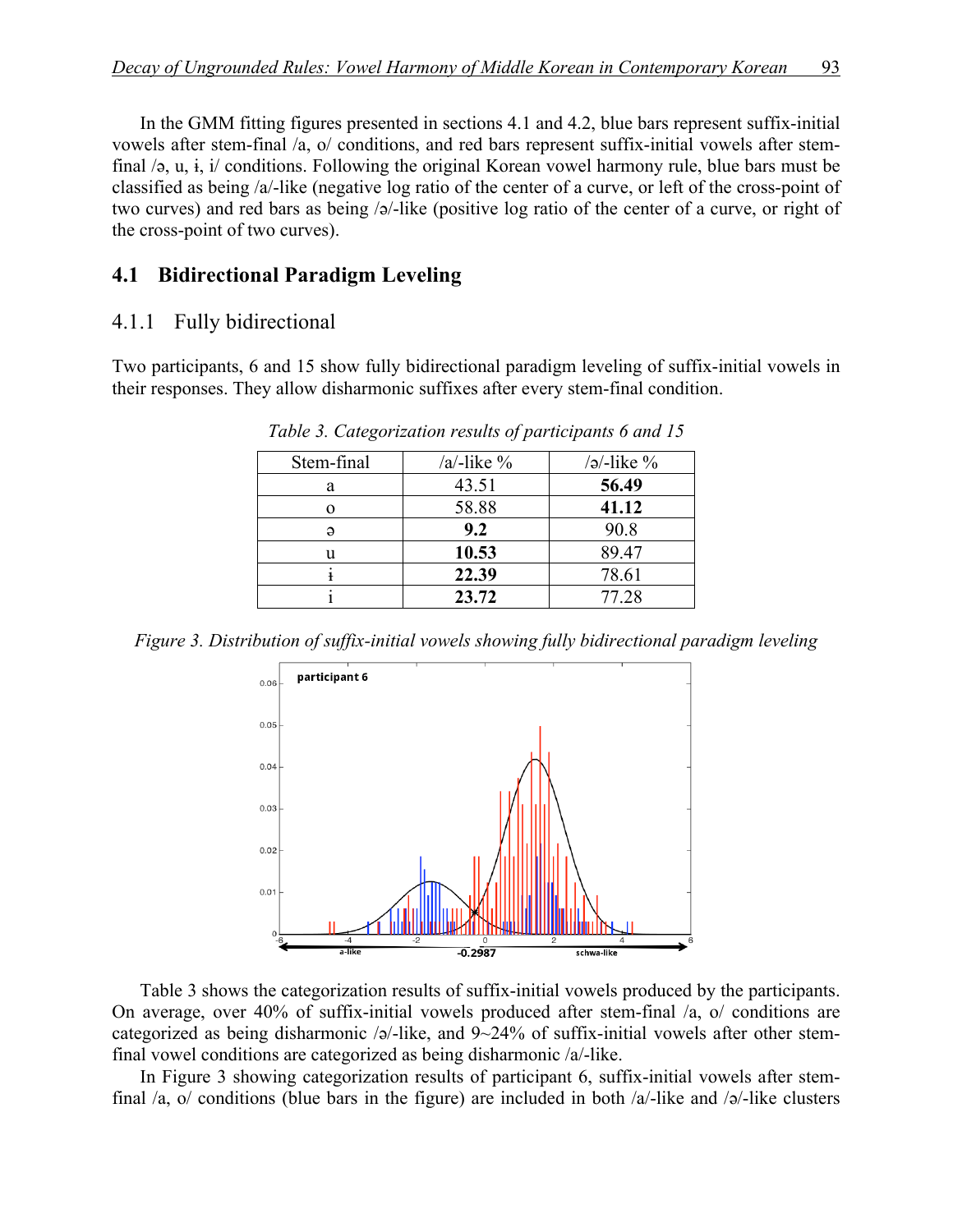In the GMM fitting figures presented in sections 4.1 and 4.2, blue bars represent suffix-initial vowels after stem-final /a, o/ conditions, and red bars represent suffix-initial vowels after stem-final /ə, u, ɨ, i/ conditions. Following the original Korean vowel harmony rule, blue bars must be classified as being /a/-like (negative log ratio of the center of a curve, or left of the cross-point of two curves) and red bars as being /ə/-like (positive log ratio of the center of a curve, or right of the cross-point of two curves).

## 4.1 Bidirectional Paradigm Leveling

### 4.1.1 Fully bidirectional

Two participants, 6 and 15 show fully bidirectional paradigm leveling of suffix-initial vowels in their responses. They allow disharmonic suffixes after every stem-final condition.

*Table 3. Categorization results of participants 6 and 15*

| Stem-final | /a/-like % | /ə/-like % |
|---|---|---|
| a | 43.51 | **56.49** |
| o | 58.88 | **41.12** |
| ə | **9.2** | 90.8 |
| u | **10.53** | 89.47 |
| ɨ | **22.39** | 78.61 |
| i | **23.72** | 77.28 |

*Figure 3. Distribution of suffix-initial vowels showing fully bidirectional paradigm leveling*

Table 3 shows the categorization results of suffix-initial vowels produced by the participants. On average, over 40% of suffix-initial vowels produced after stem-final /a, o/ conditions are categorized as being disharmonic /ə/-like, and 9~24% of suffix-initial vowels after other stem-final vowel conditions are categorized as being disharmonic /a/-like.

In Figure 3 showing categorization results of participant 6, suffix-initial vowels after stem-final /a, o/ conditions (blue bars in the figure) are included in both /a/-like and /ə/-like clusters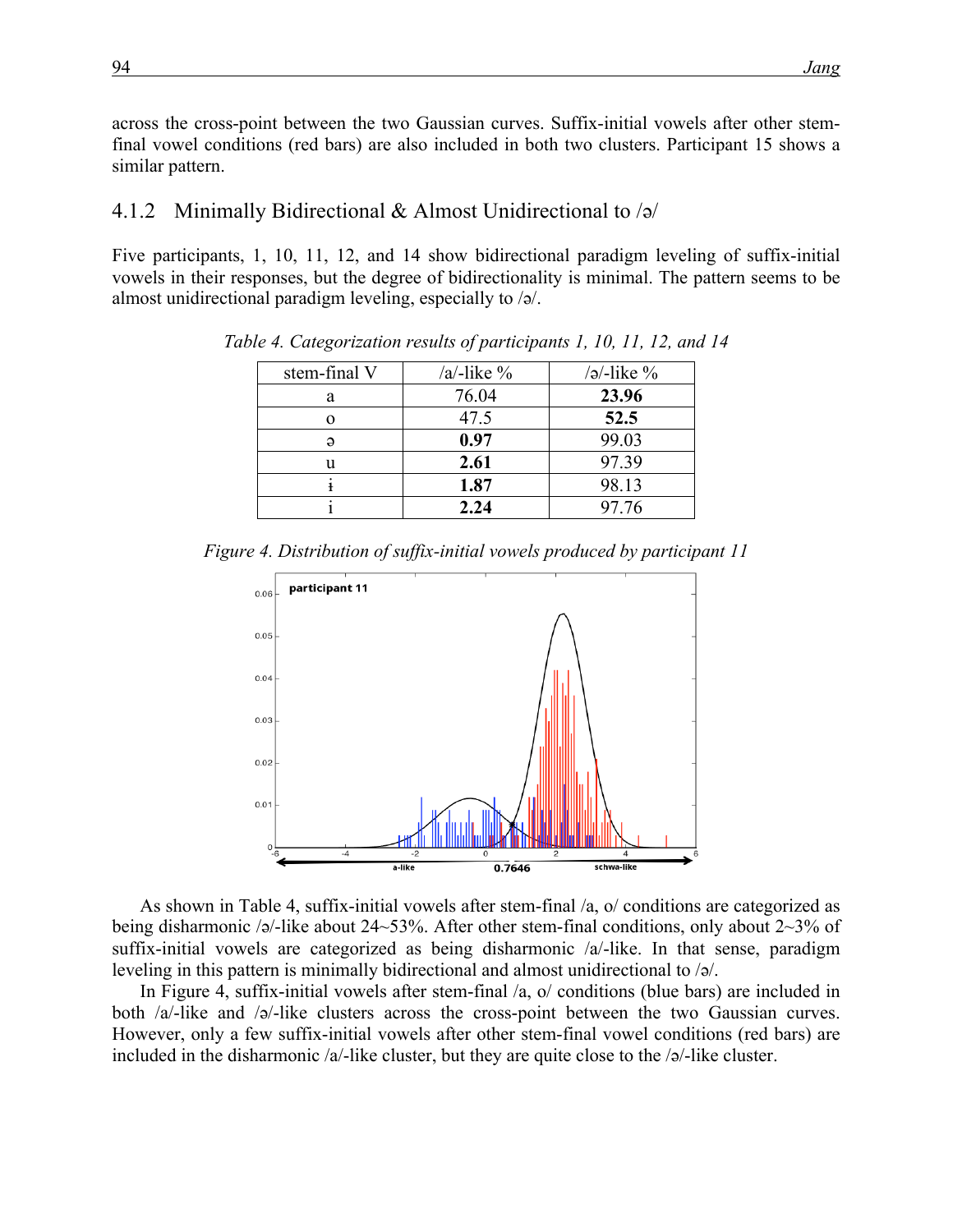across the cross-point between the two Gaussian curves. Suffix-initial vowels after other stem-final vowel conditions (red bars) are also included in both two clusters. Participant 15 shows a similar pattern.

### 4.1.2 Minimally Bidirectional & Almost Unidirectional to /ə/

Five participants, 1, 10, 11, 12, and 14 show bidirectional paradigm leveling of suffix-initial vowels in their responses, but the degree of bidirectionality is minimal. The pattern seems to be almost unidirectional paradigm leveling, especially to /ə/.

*Table 4. Categorization results of participants 1, 10, 11, 12, and 14*

| stem-final V | /a/-like % | /ə/-like % |
|---|---|---|
| a | 76.04 | **23.96** |
| o | 47.5 | **52.5** |
| ə | **0.97** | 99.03 |
| u | **2.61** | 97.39 |
| ɨ | **1.87** | 98.13 |
| i | **2.24** | 97.76 |

*Figure 4. Distribution of suffix-initial vowels produced by participant 11*

As shown in Table 4, suffix-initial vowels after stem-final /a, o/ conditions are categorized as being disharmonic /ə/-like about 24~53%. After other stem-final conditions, only about 2~3% of suffix-initial vowels are categorized as being disharmonic /a/-like. In that sense, paradigm leveling in this pattern is minimally bidirectional and almost unidirectional to /ə/.

In Figure 4, suffix-initial vowels after stem-final /a, o/ conditions (blue bars) are included in both /a/-like and /ə/-like clusters across the cross-point between the two Gaussian curves. However, only a few suffix-initial vowels after other stem-final vowel conditions (red bars) are included in the disharmonic /a/-like cluster, but they are quite close to the /ə/-like cluster.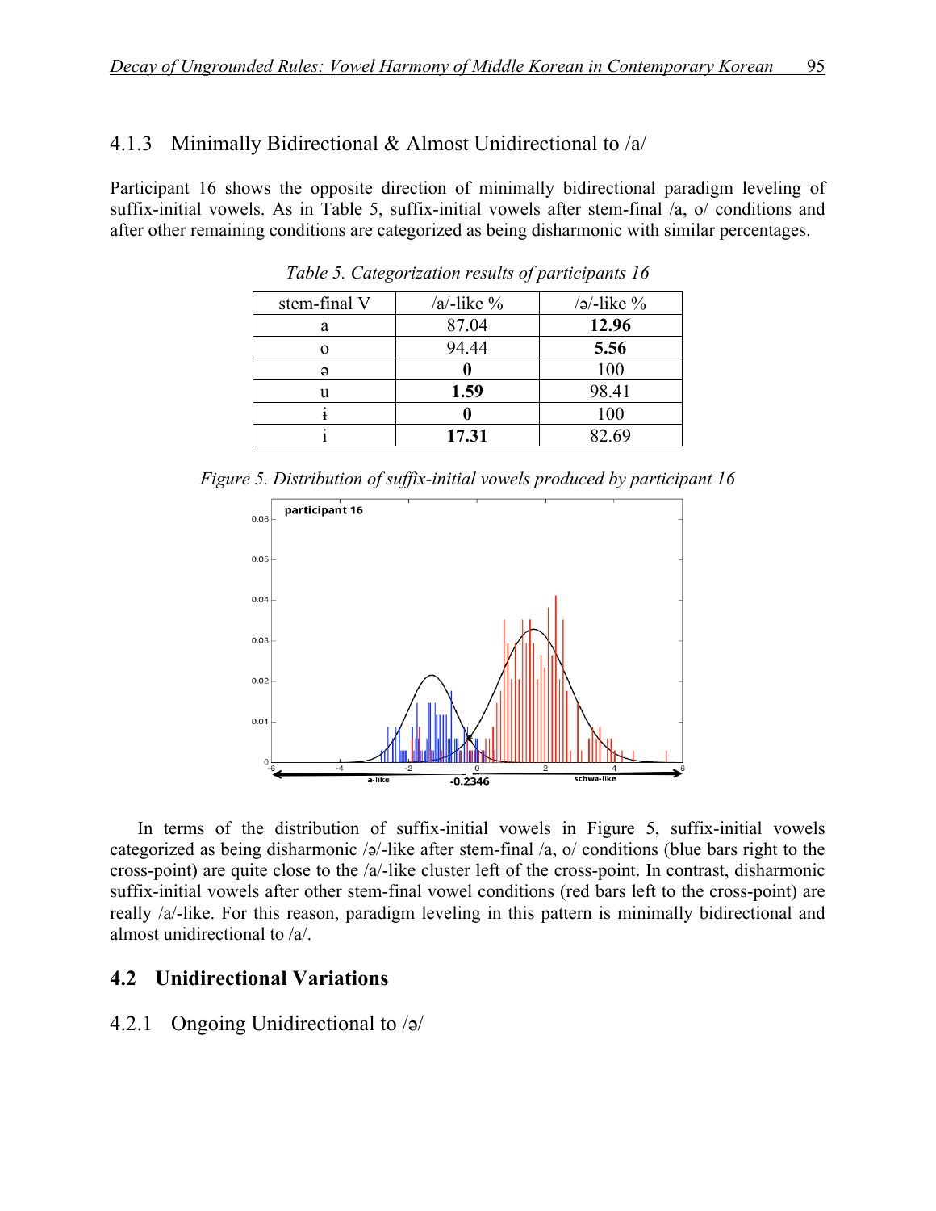### 4.1.3 Minimally Bidirectional & Almost Unidirectional to /a/

Participant 16 shows the opposite direction of minimally bidirectional paradigm leveling of suffix-initial vowels. As in Table 5, suffix-initial vowels after stem-final /a, o/ conditions and after other remaining conditions are categorized as being disharmonic with similar percentages.

*Table 5. Categorization results of participants 16*

| stem-final V | /a/-like % | /ə/-like % |
|---|---|---|
| a | 87.04 | **12.96** |
| o | 94.44 | **5.56** |
| ə | **0** | 100 |
| u | **1.59** | 98.41 |
| ɨ | **0** | 100 |
| i | **17.31** | 82.69 |

*Figure 5. Distribution of suffix-initial vowels produced by participant 16*

In terms of the distribution of suffix-initial vowels in Figure 5, suffix-initial vowels categorized as being disharmonic /ə/-like after stem-final /a, o/ conditions (blue bars right to the cross-point) are quite close to the /a/-like cluster left of the cross-point. In contrast, disharmonic suffix-initial vowels after other stem-final vowel conditions (red bars left to the cross-point) are really /a/-like. For this reason, paradigm leveling in this pattern is minimally bidirectional and almost unidirectional to /a/.

## 4.2 Unidirectional Variations

### 4.2.1 Ongoing Unidirectional to /ə/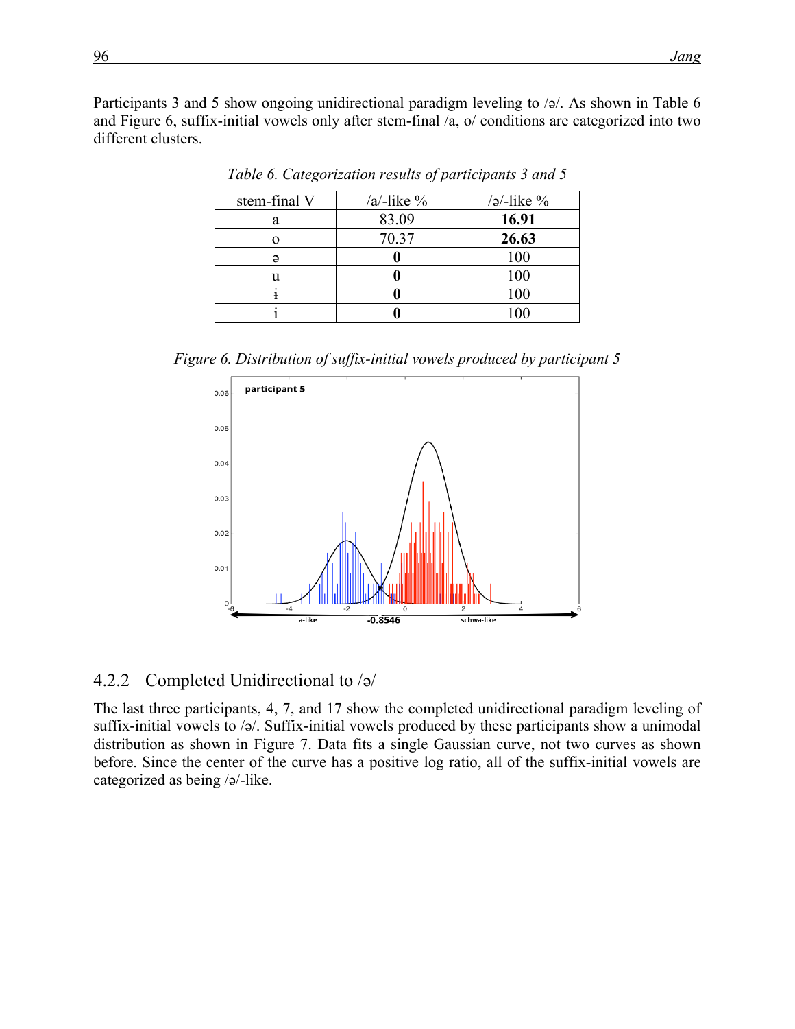Participants 3 and 5 show ongoing unidirectional paradigm leveling to /ə/. As shown in Table 6 and Figure 6, suffix-initial vowels only after stem-final /a, o/ conditions are categorized into two different clusters.

*Table 6. Categorization results of participants 3 and 5*

| stem-final V | /a/-like % | /ə/-like % |
|---|---|---|
| a | 83.09 | **16.91** |
| o | 70.37 | **26.63** |
| ə | **0** | 100 |
| u | **0** | 100 |
| ɨ | **0** | 100 |
| i | **0** | 100 |

*Figure 6. Distribution of suffix-initial vowels produced by participant 5*

## 4.2.2 Completed Unidirectional to /ə/

The last three participants, 4, 7, and 17 show the completed unidirectional paradigm leveling of suffix-initial vowels to /ə/. Suffix-initial vowels produced by these participants show a unimodal distribution as shown in Figure 7. Data fits a single Gaussian curve, not two curves as shown before. Since the center of the curve has a positive log ratio, all of the suffix-initial vowels are categorized as being /ə/-like.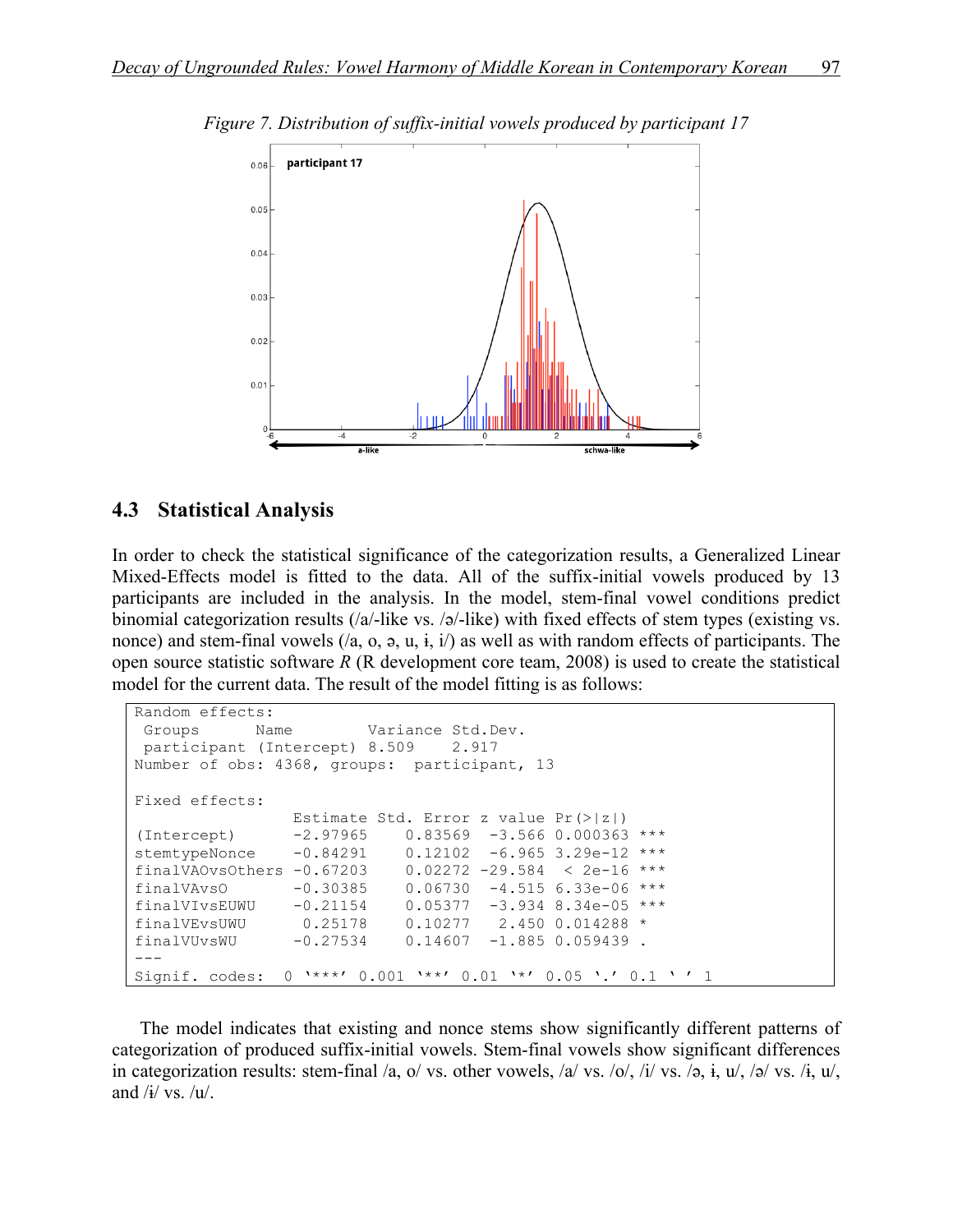*Figure 7. Distribution of suffix-initial vowels produced by participant 17*

## 4.3 Statistical Analysis

In order to check the statistical significance of the categorization results, a Generalized Linear Mixed-Effects model is fitted to the data. All of the suffix-initial vowels produced by 13 participants are included in the analysis. In the model, stem-final vowel conditions predict binomial categorization results (/a/-like vs. /ə/-like) with fixed effects of stem types (existing vs. nonce) and stem-final vowels (/a, o, ə, u, ɨ, i/) as well as with random effects of participants. The open source statistic software *R* (R development core team, 2008) is used to create the statistical model for the current data. The result of the model fitting is as follows:

```
Random effects:
 Groups      Name        Variance Std.Dev.
 participant (Intercept) 8.509    2.917
Number of obs: 4368, groups:  participant, 13

Fixed effects:
                 Estimate Std. Error z value Pr(>|z|)
(Intercept)      -2.97965    0.83569  -3.566 0.000363 ***
stemtypeNonce    -0.84291    0.12102  -6.965 3.29e-12 ***
finalVAOvsOthers -0.67203    0.02272 -29.584  < 2e-16 ***
finalVAvsO       -0.30385    0.06730  -4.515 6.33e-06 ***
finalVIvsEUWU    -0.21154    0.05377  -3.934 8.34e-05 ***
finalVEvsUWU      0.25178    0.10277   2.450 0.014288 *
finalVUvsWU      -0.27534    0.14607  -1.885 0.059439 .
---
Signif. codes:  0 '***' 0.001 '**' 0.01 '*' 0.05 '.' 0.1 ' ' 1
```

The model indicates that existing and nonce stems show significantly different patterns of categorization of produced suffix-initial vowels. Stem-final vowels show significant differences in categorization results: stem-final /a, o/ vs. other vowels, /a/ vs. /o/, /i/ vs. /ə, ɨ, u/, /ə/ vs. /ɨ, u/, and /ɨ/ vs. /u/.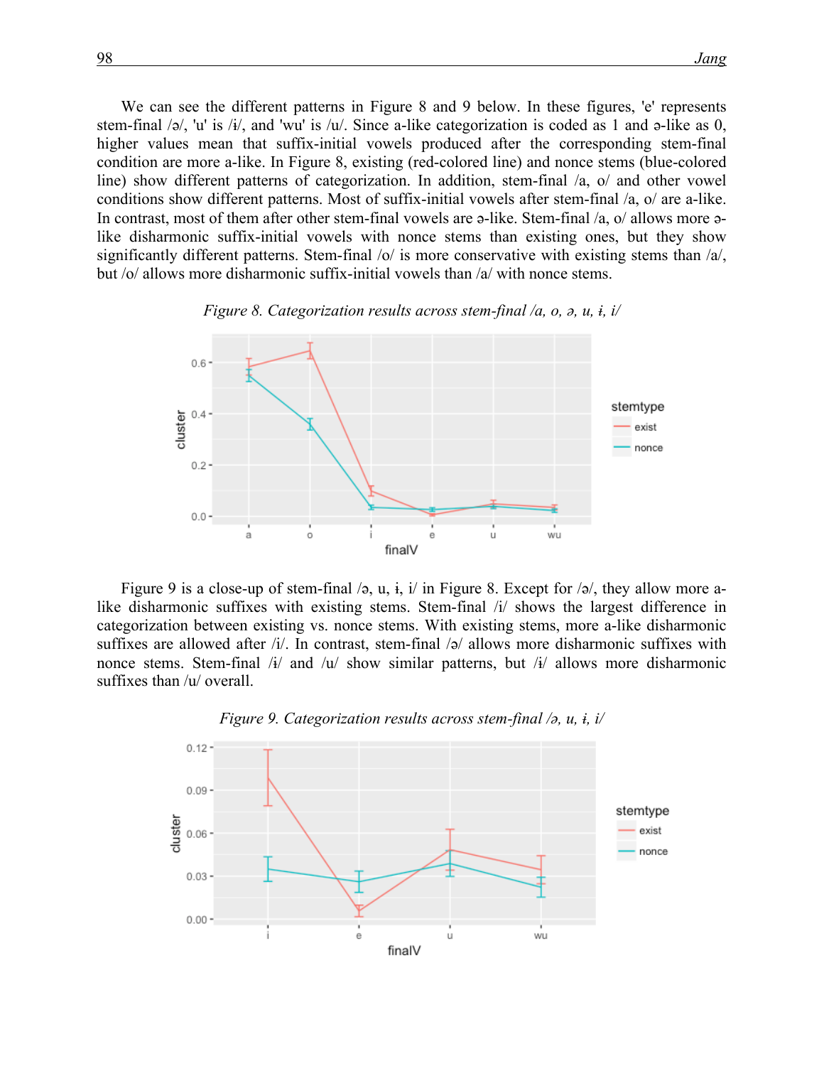We can see the different patterns in Figure 8 and 9 below. In these figures, 'e' represents stem-final /ə/, 'u' is /ɨ/, and 'wu' is /u/. Since a-like categorization is coded as 1 and ə-like as 0, higher values mean that suffix-initial vowels produced after the corresponding stem-final condition are more a-like. In Figure 8, existing (red-colored line) and nonce stems (blue-colored line) show different patterns of categorization. In addition, stem-final /a, o/ and other vowel conditions show different patterns. Most of suffix-initial vowels after stem-final /a, o/ are a-like. In contrast, most of them after other stem-final vowels are ə-like. Stem-final /a, o/ allows more ə-like disharmonic suffix-initial vowels with nonce stems than existing ones, but they show significantly different patterns. Stem-final /o/ is more conservative with existing stems than /a/, but /o/ allows more disharmonic suffix-initial vowels than /a/ with nonce stems.

*Figure 8. Categorization results across stem-final /a, o, ə, u, ɨ, i/*

Figure 9 is a close-up of stem-final /ə, u, ɨ, i/ in Figure 8. Except for /ə/, they allow more a-like disharmonic suffixes with existing stems. Stem-final /i/ shows the largest difference in categorization between existing vs. nonce stems. With existing stems, more a-like disharmonic suffixes are allowed after /i/. In contrast, stem-final /ə/ allows more disharmonic suffixes with nonce stems. Stem-final /ɨ/ and /u/ show similar patterns, but /ɨ/ allows more disharmonic suffixes than /u/ overall.

*Figure 9. Categorization results across stem-final /ə, u, ɨ, i/*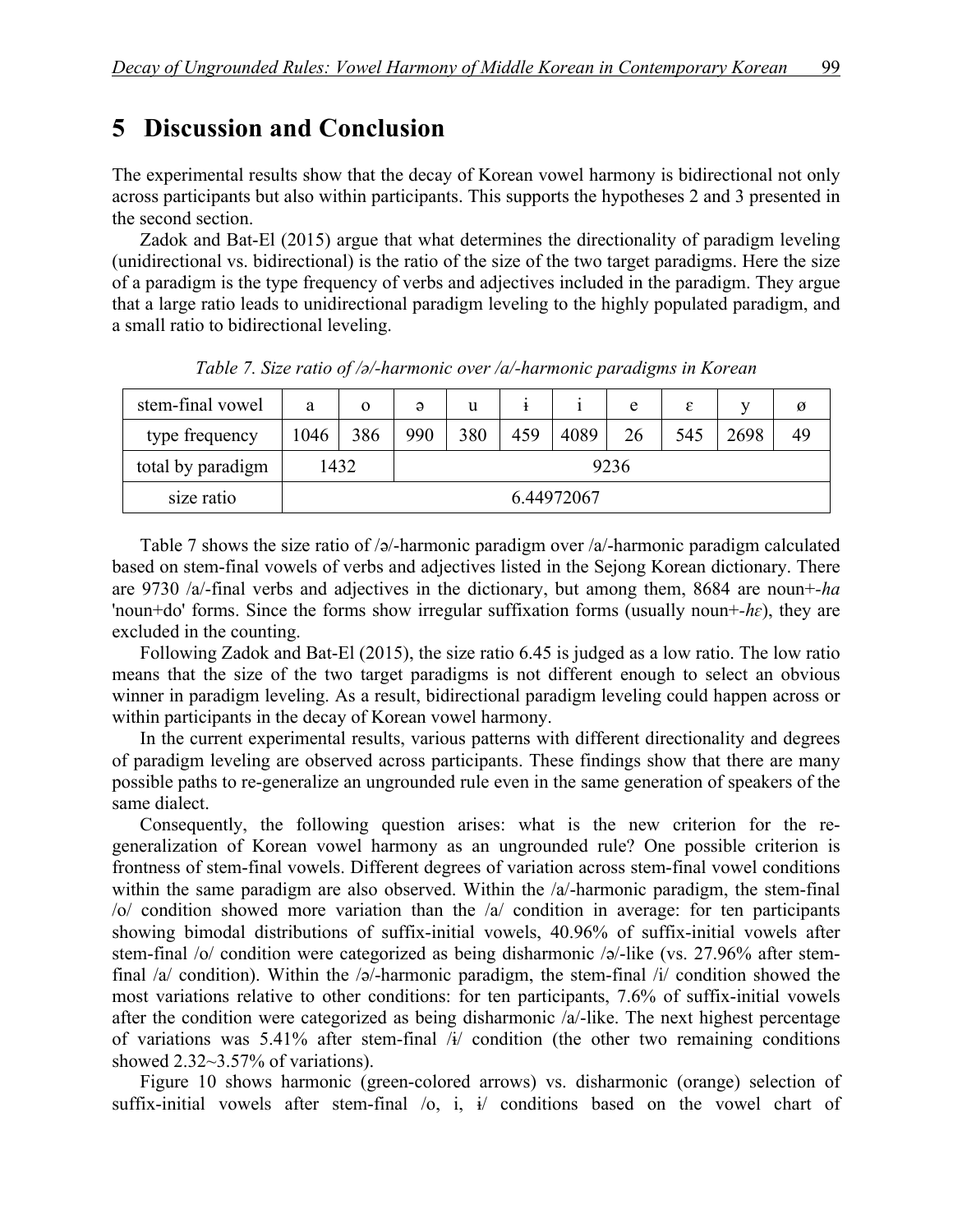# 5 Discussion and Conclusion

The experimental results show that the decay of Korean vowel harmony is bidirectional not only across participants but also within participants. This supports the hypotheses 2 and 3 presented in the second section.

Zadok and Bat-El (2015) argue that what determines the directionality of paradigm leveling (unidirectional vs. bidirectional) is the ratio of the size of the two target paradigms. Here the size of a paradigm is the type frequency of verbs and adjectives included in the paradigm. They argue that a large ratio leads to unidirectional paradigm leveling to the highly populated paradigm, and a small ratio to bidirectional leveling.

*Table 7. Size ratio of /ə/-harmonic over /a/-harmonic paradigms in Korean*

| stem-final vowel | a | o | ə | u | ɨ | i | e | ɛ | y | ø |
|---|---|---|---|---|---|---|---|---|---|---|
| type frequency | 1046 | 386 | 990 | 380 | 459 | 4089 | 26 | 545 | 2698 | 49 |
| total by paradigm | 1432 | | 9236 | | | | | | | |
| size ratio | 6.44972067 | | | | | | | | | |

Table 7 shows the size ratio of /ə/-harmonic paradigm over /a/-harmonic paradigm calculated based on stem-final vowels of verbs and adjectives listed in the Sejong Korean dictionary. There are 9730 /a/-final verbs and adjectives in the dictionary, but among them, 8684 are noun+-*ha* 'noun+do' forms. Since the forms show irregular suffixation forms (usually noun+-*hɛ*), they are excluded in the counting.

Following Zadok and Bat-El (2015), the size ratio 6.45 is judged as a low ratio. The low ratio means that the size of the two target paradigms is not different enough to select an obvious winner in paradigm leveling. As a result, bidirectional paradigm leveling could happen across or within participants in the decay of Korean vowel harmony.

In the current experimental results, various patterns with different directionality and degrees of paradigm leveling are observed across participants. These findings show that there are many possible paths to re-generalize an ungrounded rule even in the same generation of speakers of the same dialect.

Consequently, the following question arises: what is the new criterion for the re-generalization of Korean vowel harmony as an ungrounded rule? One possible criterion is frontness of stem-final vowels. Different degrees of variation across stem-final vowel conditions within the same paradigm are also observed. Within the /a/-harmonic paradigm, the stem-final /o/ condition showed more variation than the /a/ condition in average: for ten participants showing bimodal distributions of suffix-initial vowels, 40.96% of suffix-initial vowels after stem-final /o/ condition were categorized as being disharmonic /ə/-like (vs. 27.96% after stem-final /a/ condition). Within the /ə/-harmonic paradigm, the stem-final /i/ condition showed the most variations relative to other conditions: for ten participants, 7.6% of suffix-initial vowels after the condition were categorized as being disharmonic /a/-like. The next highest percentage of variations was 5.41% after stem-final /ɨ/ condition (the other two remaining conditions showed 2.32~3.57% of variations).

Figure 10 shows harmonic (green-colored arrows) vs. disharmonic (orange) selection of suffix-initial vowels after stem-final /o, i, ɨ/ conditions based on the vowel chart of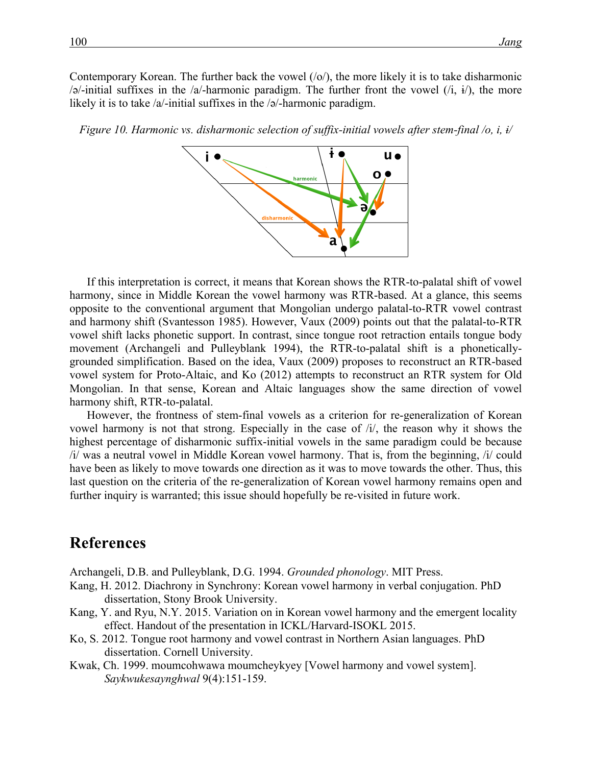Contemporary Korean. The further back the vowel (/o/), the more likely it is to take disharmonic /ə/-initial suffixes in the /a/-harmonic paradigm. The further front the vowel (/i, ɨ/), the more likely it is to take /a/-initial suffixes in the /ə/-harmonic paradigm.

*Figure 10. Harmonic vs. disharmonic selection of suffix-initial vowels after stem-final /o, i, ɨ/*

If this interpretation is correct, it means that Korean shows the RTR-to-palatal shift of vowel harmony, since in Middle Korean the vowel harmony was RTR-based. At a glance, this seems opposite to the conventional argument that Mongolian undergo palatal-to-RTR vowel contrast and harmony shift (Svantesson 1985). However, Vaux (2009) points out that the palatal-to-RTR vowel shift lacks phonetic support. In contrast, since tongue root retraction entails tongue body movement (Archangeli and Pulleyblank 1994), the RTR-to-palatal shift is a phonetically-grounded simplification. Based on the idea, Vaux (2009) proposes to reconstruct an RTR-based vowel system for Proto-Altaic, and Ko (2012) attempts to reconstruct an RTR system for Old Mongolian. In that sense, Korean and Altaic languages show the same direction of vowel harmony shift, RTR-to-palatal.

However, the frontness of stem-final vowels as a criterion for re-generalization of Korean vowel harmony is not that strong. Especially in the case of /i/, the reason why it shows the highest percentage of disharmonic suffix-initial vowels in the same paradigm could be because /i/ was a neutral vowel in Middle Korean vowel harmony. That is, from the beginning, /i/ could have been as likely to move towards one direction as it was to move towards the other. Thus, this last question on the criteria of the re-generalization of Korean vowel harmony remains open and further inquiry is warranted; this issue should hopefully be re-visited in future work.

## References

Archangeli, D.B. and Pulleyblank, D.G. 1994. *Grounded phonology*. MIT Press.

Kang, H. 2012. Diachrony in Synchrony: Korean vowel harmony in verbal conjugation. PhD dissertation, Stony Brook University.

Kang, Y. and Ryu, N.Y. 2015. Variation on in Korean vowel harmony and the emergent locality effect. Handout of the presentation in ICKL/Harvard-ISOKL 2015.

Ko, S. 2012. Tongue root harmony and vowel contrast in Northern Asian languages. PhD dissertation. Cornell University.

Kwak, Ch. 1999. moumcohwawa moumcheykyey [Vowel harmony and vowel system]. *Saykwukesaynghwal* 9(4):151-159.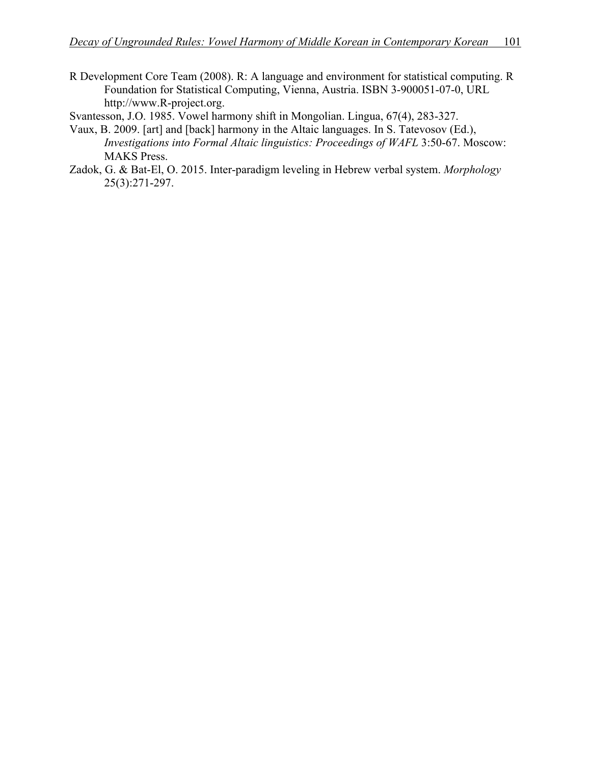R Development Core Team (2008). R: A language and environment for statistical computing. R Foundation for Statistical Computing, Vienna, Austria. ISBN 3-900051-07-0, URL http://www.R-project.org.

Svantesson, J.O. 1985. Vowel harmony shift in Mongolian. Lingua, 67(4), 283-327.

Vaux, B. 2009. [art] and [back] harmony in the Altaic languages. In S. Tatevosov (Ed.), *Investigations into Formal Altaic linguistics: Proceedings of WAFL* 3:50-67. Moscow: MAKS Press.

Zadok, G. & Bat-El, O. 2015. Inter-paradigm leveling in Hebrew verbal system. *Morphology* 25(3):271-297.